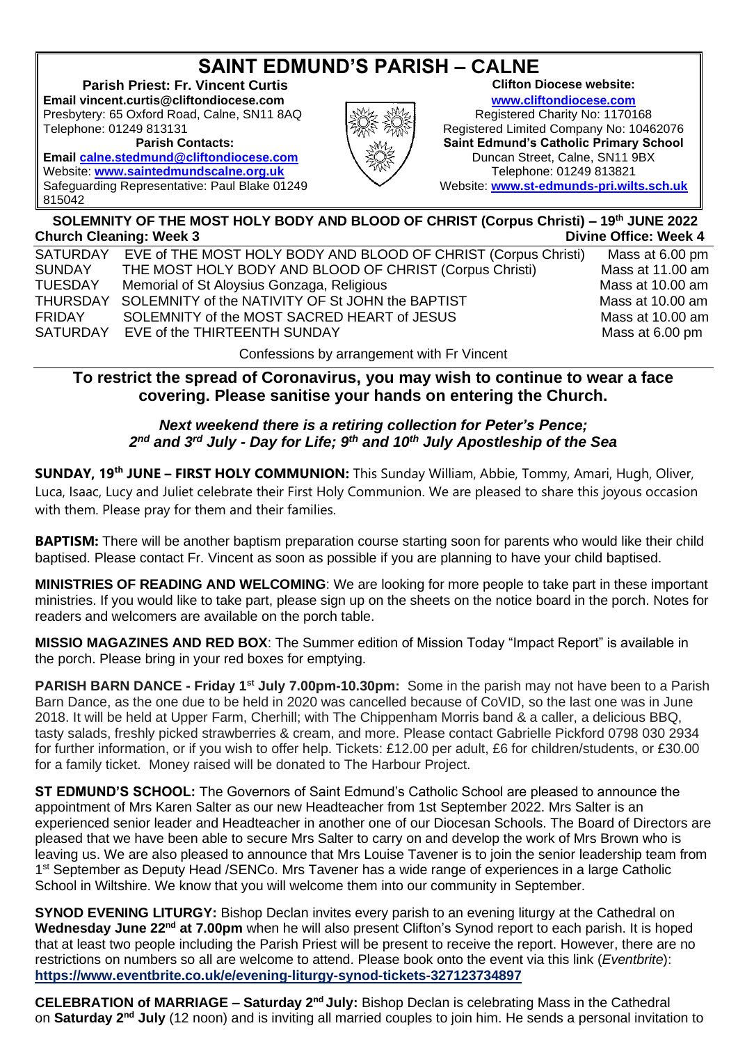# SAINT EDMUND'S PARISH – CALNE

**Parish Priest: Fr. Vincent Curtis**
**Email vincent.curtis@cliftondiocese.com**
Presbytery: 65 Oxford Road, Calne, SN11 8AQ
Telephone: 01249 813131
**Parish Contacts:**
**Email calne.stedmund@cliftondiocese.com**
Website: **www.saintedmundscalne.org.uk**
Safeguarding Representative: Paul Blake 01249 815042

**Clifton Diocese website:**
**www.cliftondiocese.com**
Registered Charity No: 1170168
Registered Limited Company No: 10462076
**Saint Edmund's Catholic Primary School**
Duncan Street, Calne, SN11 9BX
Telephone: 01249 813821
Website: **www.st-edmunds-pri.wilts.sch.uk**

## SOLEMNITY OF THE MOST HOLY BODY AND BLOOD OF CHRIST (Corpus Christi) – 19th JUNE 2022

**Church Cleaning: Week 3** — **Divine Office: Week 4**

| | | |
|---|---|---|
| SATURDAY | EVE of THE MOST HOLY BODY AND BLOOD OF CHRIST (Corpus Christi) | Mass at 6.00 pm |
| SUNDAY | THE MOST HOLY BODY AND BLOOD OF CHRIST (Corpus Christi) | Mass at 11.00 am |
| TUESDAY | Memorial of St Aloysius Gonzaga, Religious | Mass at 10.00 am |
| THURSDAY | SOLEMNITY of the NATIVITY OF St JOHN the BAPTIST | Mass at 10.00 am |
| FRIDAY | SOLEMNITY of the MOST SACRED HEART of JESUS | Mass at 10.00 am |
| SATURDAY | EVE of the THIRTEENTH SUNDAY | Mass at 6.00 pm |

Confessions by arrangement with Fr Vincent

**To restrict the spread of Coronavirus, you may wish to continue to wear a face covering. Please sanitise your hands on entering the Church.**

***Next weekend there is a retiring collection for Peter's Pence;***
***2nd and 3rd July - Day for Life; 9th and 10th July Apostleship of the Sea***

**SUNDAY, 19th JUNE – FIRST HOLY COMMUNION:** This Sunday William, Abbie, Tommy, Amari, Hugh, Oliver, Luca, Isaac, Lucy and Juliet celebrate their First Holy Communion. We are pleased to share this joyous occasion with them. Please pray for them and their families.

**BAPTISM:** There will be another baptism preparation course starting soon for parents who would like their child baptised. Please contact Fr. Vincent as soon as possible if you are planning to have your child baptised.

**MINISTRIES OF READING AND WELCOMING**: We are looking for more people to take part in these important ministries. If you would like to take part, please sign up on the sheets on the notice board in the porch. Notes for readers and welcomers are available on the porch table.

**MISSIO MAGAZINES AND RED BOX**: The Summer edition of Mission Today "Impact Report" is available in the porch. Please bring in your red boxes for emptying.

**PARISH BARN DANCE - Friday 1st July 7.00pm-10.30pm:** Some in the parish may not have been to a Parish Barn Dance, as the one due to be held in 2020 was cancelled because of CoVID, so the last one was in June 2018. It will be held at Upper Farm, Cherhill; with The Chippenham Morris band & a caller, a delicious BBQ, tasty salads, freshly picked strawberries & cream, and more. Please contact Gabrielle Pickford 0798 030 2934 for further information, or if you wish to offer help. Tickets: £12.00 per adult, £6 for children/students, or £30.00 for a family ticket. Money raised will be donated to The Harbour Project.

**ST EDMUND'S SCHOOL:** The Governors of Saint Edmund's Catholic School are pleased to announce the appointment of Mrs Karen Salter as our new Headteacher from 1st September 2022. Mrs Salter is an experienced senior leader and Headteacher in another one of our Diocesan Schools. The Board of Directors are pleased that we have been able to secure Mrs Salter to carry on and develop the work of Mrs Brown who is leaving us. We are also pleased to announce that Mrs Louise Tavener is to join the senior leadership team from 1st September as Deputy Head /SENCo. Mrs Tavener has a wide range of experiences in a large Catholic School in Wiltshire. We know that you will welcome them into our community in September.

**SYNOD EVENING LITURGY:** Bishop Declan invites every parish to an evening liturgy at the Cathedral on **Wednesday June 22nd at 7.00pm** when he will also present Clifton's Synod report to each parish. It is hoped that at least two people including the Parish Priest will be present to receive the report. However, there are no restrictions on numbers so all are welcome to attend. Please book onto the event via this link (*Eventbrite*): **https://www.eventbrite.co.uk/e/evening-liturgy-synod-tickets-327123734897**

**CELEBRATION of MARRIAGE – Saturday 2nd July:** Bishop Declan is celebrating Mass in the Cathedral on **Saturday 2nd July** (12 noon) and is inviting all married couples to join him. He sends a personal invitation to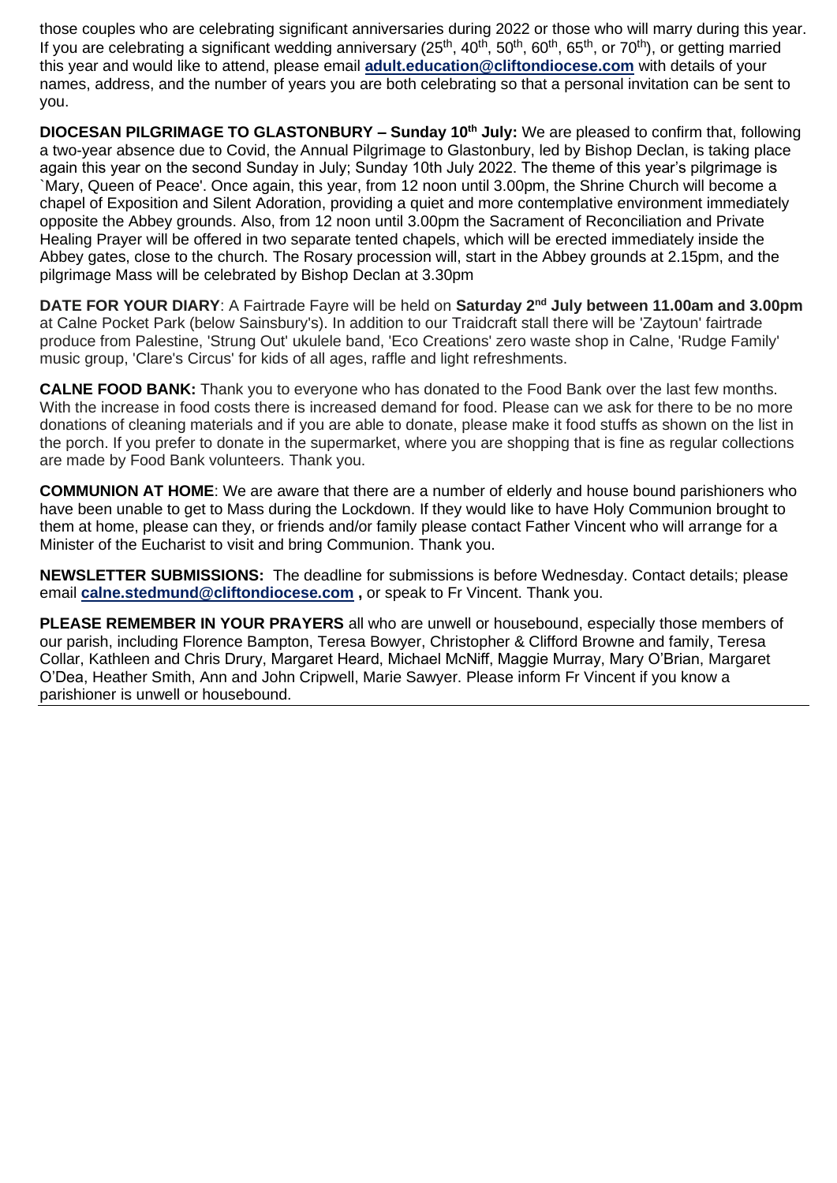those couples who are celebrating significant anniversaries during 2022 or those who will marry during this year. If you are celebrating a significant wedding anniversary (25th, 40th, 50th, 60th, 65th, or 70th), or getting married this year and would like to attend, please email **adult.education@cliftondiocese.com** with details of your names, address, and the number of years you are both celebrating so that a personal invitation can be sent to you.

**DIOCESAN PILGRIMAGE TO GLASTONBURY – Sunday 10th July:** We are pleased to confirm that, following a two-year absence due to Covid, the Annual Pilgrimage to Glastonbury, led by Bishop Declan, is taking place again this year on the second Sunday in July; Sunday 10th July 2022. The theme of this year's pilgrimage is `Mary, Queen of Peace'. Once again, this year, from 12 noon until 3.00pm, the Shrine Church will become a chapel of Exposition and Silent Adoration, providing a quiet and more contemplative environment immediately opposite the Abbey grounds. Also, from 12 noon until 3.00pm the Sacrament of Reconciliation and Private Healing Prayer will be offered in two separate tented chapels, which will be erected immediately inside the Abbey gates, close to the church. The Rosary procession will, start in the Abbey grounds at 2.15pm, and the pilgrimage Mass will be celebrated by Bishop Declan at 3.30pm

**DATE FOR YOUR DIARY**: A Fairtrade Fayre will be held on **Saturday 2nd July between 11.00am and 3.00pm** at Calne Pocket Park (below Sainsbury's). In addition to our Traidcraft stall there will be 'Zaytoun' fairtrade produce from Palestine, 'Strung Out' ukulele band, 'Eco Creations' zero waste shop in Calne, 'Rudge Family' music group, 'Clare's Circus' for kids of all ages, raffle and light refreshments.

**CALNE FOOD BANK:** Thank you to everyone who has donated to the Food Bank over the last few months. With the increase in food costs there is increased demand for food. Please can we ask for there to be no more donations of cleaning materials and if you are able to donate, please make it food stuffs as shown on the list in the porch. If you prefer to donate in the supermarket, where you are shopping that is fine as regular collections are made by Food Bank volunteers. Thank you.

**COMMUNION AT HOME**: We are aware that there are a number of elderly and house bound parishioners who have been unable to get to Mass during the Lockdown. If they would like to have Holy Communion brought to them at home, please can they, or friends and/or family please contact Father Vincent who will arrange for a Minister of the Eucharist to visit and bring Communion. Thank you.

**NEWSLETTER SUBMISSIONS:** The deadline for submissions is before Wednesday. Contact details; please email **calne.stedmund@cliftondiocese.com ,** or speak to Fr Vincent. Thank you.

**PLEASE REMEMBER IN YOUR PRAYERS** all who are unwell or housebound, especially those members of our parish, including Florence Bampton, Teresa Bowyer, Christopher & Clifford Browne and family, Teresa Collar, Kathleen and Chris Drury, Margaret Heard, Michael McNiff, Maggie Murray, Mary O'Brian, Margaret O'Dea, Heather Smith, Ann and John Cripwell, Marie Sawyer. Please inform Fr Vincent if you know a parishioner is unwell or housebound.